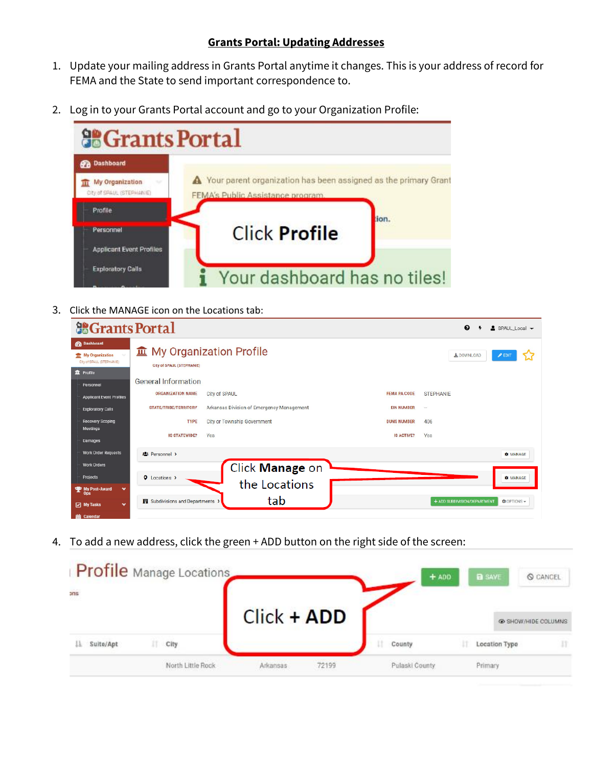# Grants Portal: Updating Addresses

1. Update your mailing address in Grants Portal anytime it changes. This is your address of record for FEMA and the State to send important correspondence to.

2. Log in to your Grants Portal account and go to your Organization Profile:

3. Click the MANAGE icon on the Locations tab:

4. To add a new address, click the green + ADD button on the right side of the screen: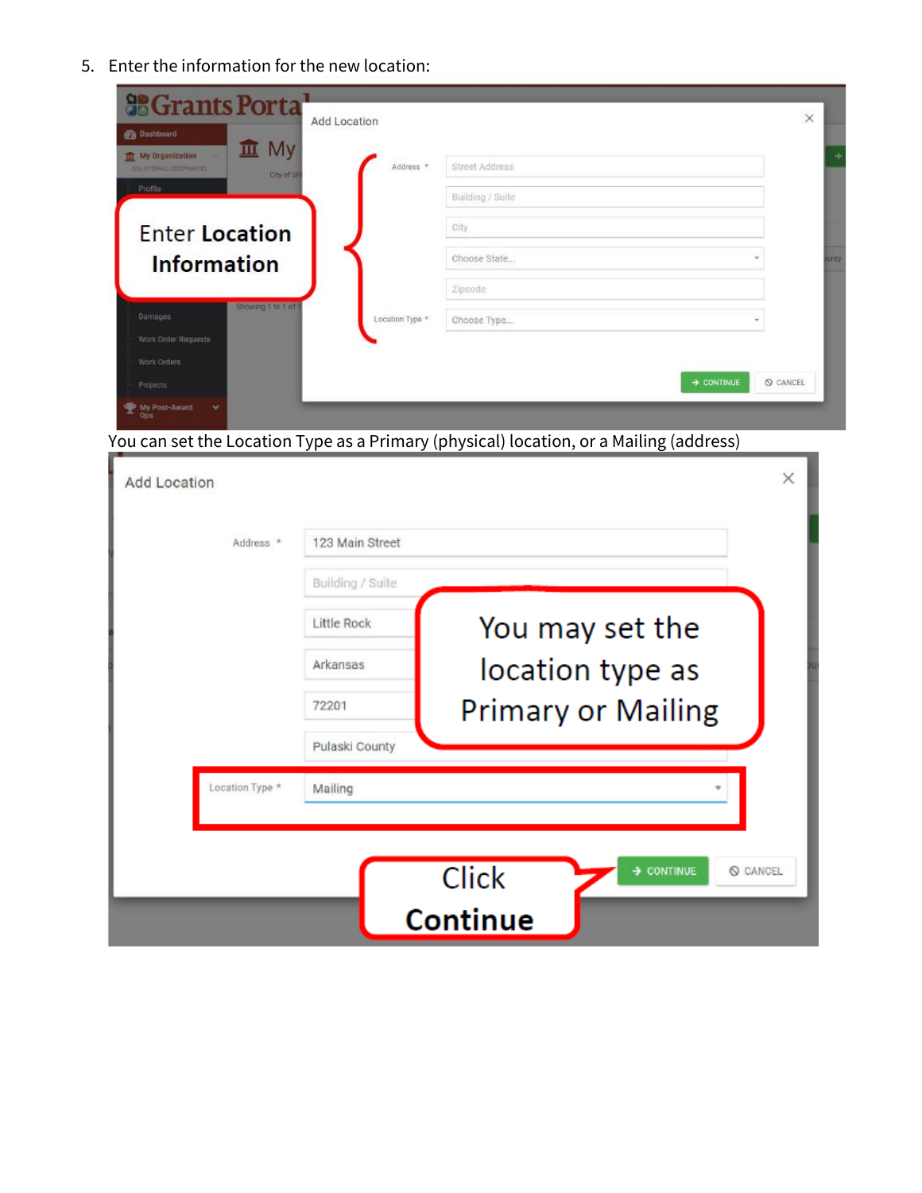5. Enter the information for the new location:

You can set the Location Type as a Primary (physical) location, or a Mailing (address)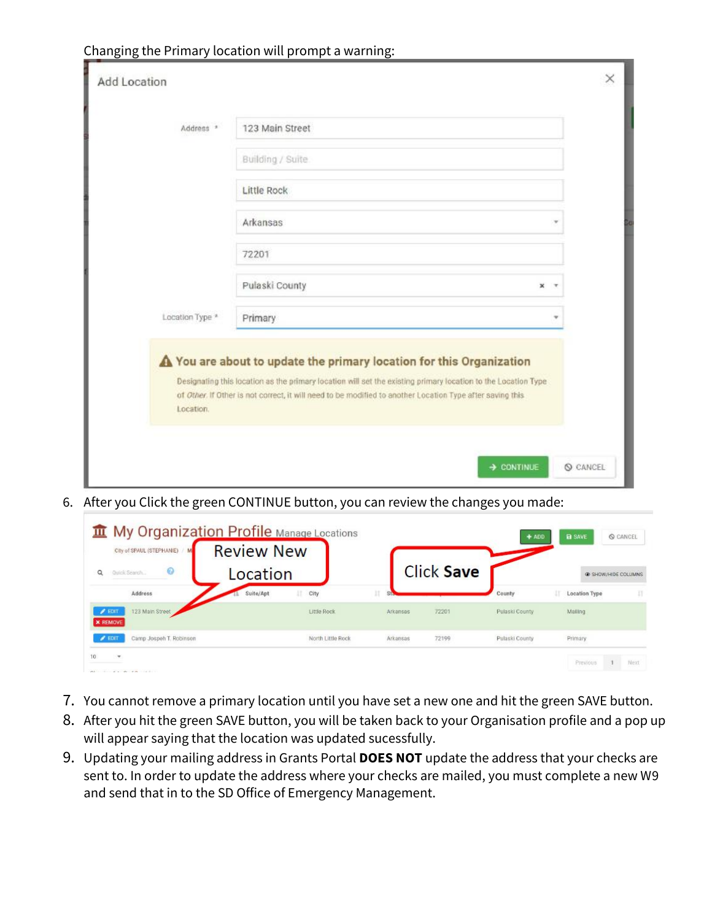Changing the Primary location will prompt a warning:

6. After you Click the green CONTINUE button, you can review the changes you made:

7. You cannot remove a primary location until you have set a new one and hit the green SAVE button.
8. After you hit the green SAVE button, you will be taken back to your Organisation profile and a pop up will appear saying that the location was updated sucessfully.
9. Updating your mailing address in Grants Portal **DOES NOT** update the address that your checks are sent to. In order to update the address where your checks are mailed, you must complete a new W9 and send that in to the SD Office of Emergency Management.